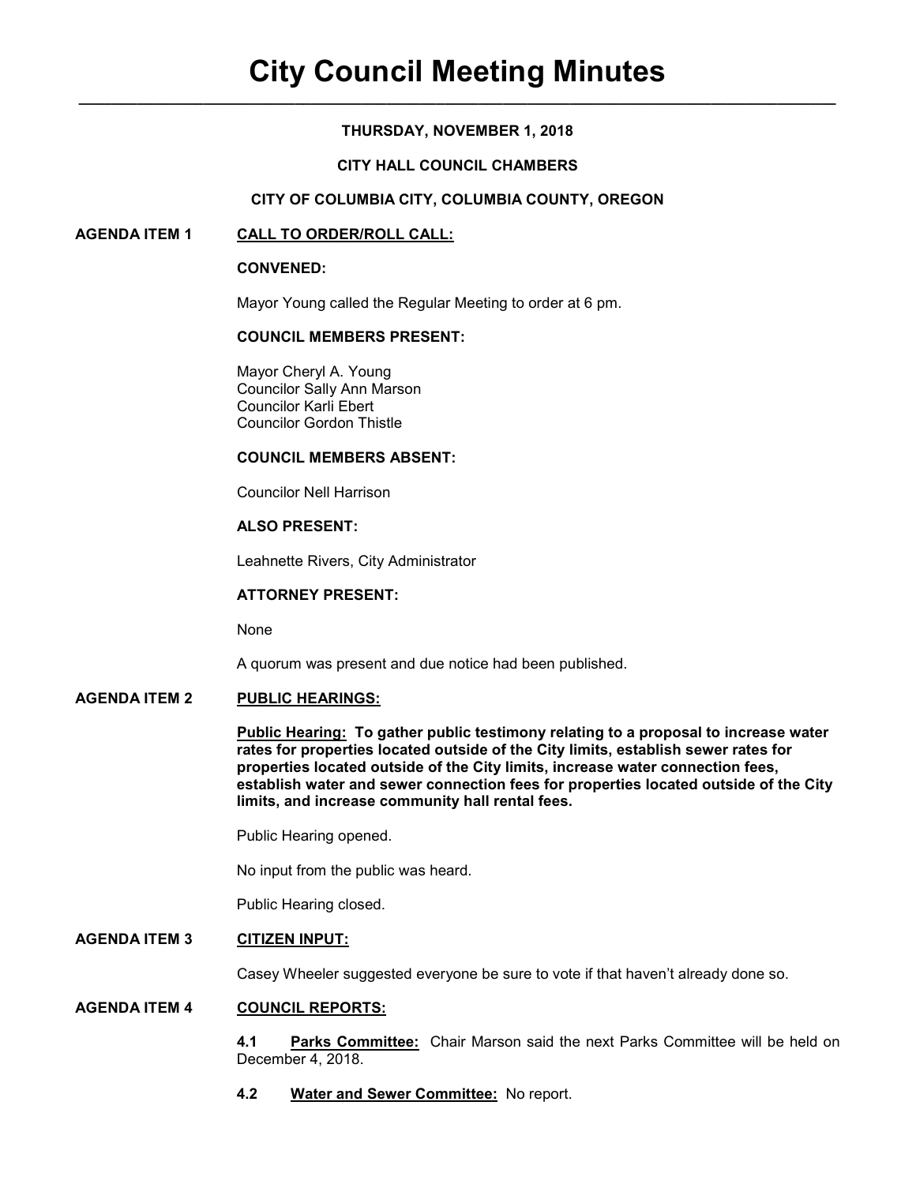# City Council Meeting Minutes

**THURSDAY, NOVEMBER 1, 2018**

**CITY HALL COUNCIL CHAMBERS**

**CITY OF COLUMBIA CITY, COLUMBIA COUNTY, OREGON**

## AGENDA ITEM 1 CALL TO ORDER/ROLL CALL:

**CONVENED:**

Mayor Young called the Regular Meeting to order at 6 pm.

**COUNCIL MEMBERS PRESENT:**

Mayor Cheryl A. Young
Councilor Sally Ann Marson
Councilor Karli Ebert
Councilor Gordon Thistle

**COUNCIL MEMBERS ABSENT:**

Councilor Nell Harrison

**ALSO PRESENT:**

Leahnette Rivers, City Administrator

**ATTORNEY PRESENT:**

None

A quorum was present and due notice had been published.

## AGENDA ITEM 2 PUBLIC HEARINGS:

**Public Hearing: To gather public testimony relating to a proposal to increase water rates for properties located outside of the City limits, establish sewer rates for properties located outside of the City limits, increase water connection fees, establish water and sewer connection fees for properties located outside of the City limits, and increase community hall rental fees.**

Public Hearing opened.

No input from the public was heard.

Public Hearing closed.

## AGENDA ITEM 3 CITIZEN INPUT:

Casey Wheeler suggested everyone be sure to vote if that haven't already done so.

## AGENDA ITEM 4 COUNCIL REPORTS:

**4.1 Parks Committee:** Chair Marson said the next Parks Committee will be held on December 4, 2018.

**4.2 Water and Sewer Committee:** No report.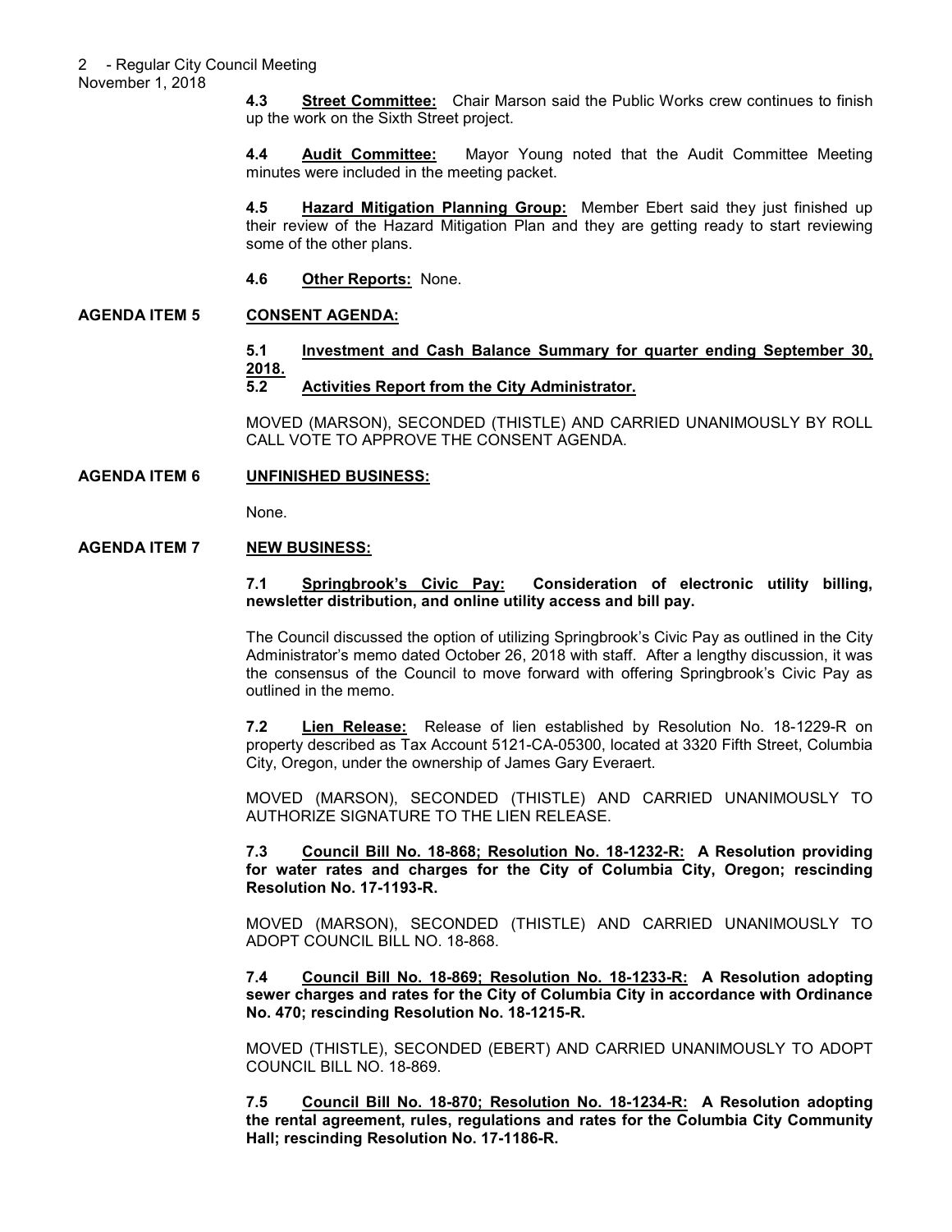**4.3 Street Committee:** Chair Marson said the Public Works crew continues to finish up the work on the Sixth Street project.

**4.4 Audit Committee:** Mayor Young noted that the Audit Committee Meeting minutes were included in the meeting packet.

**4.5 Hazard Mitigation Planning Group:** Member Ebert said they just finished up their review of the Hazard Mitigation Plan and they are getting ready to start reviewing some of the other plans.

**4.6 Other Reports:** None.

## AGENDA ITEM 5 CONSENT AGENDA:

**5.1 Investment and Cash Balance Summary for quarter ending September 30, 2018.**

**5.2 Activities Report from the City Administrator.**

MOVED (MARSON), SECONDED (THISTLE) AND CARRIED UNANIMOUSLY BY ROLL CALL VOTE TO APPROVE THE CONSENT AGENDA.

## AGENDA ITEM 6 UNFINISHED BUSINESS:

None.

## AGENDA ITEM 7 NEW BUSINESS:

**7.1 Springbrook's Civic Pay: Consideration of electronic utility billing, newsletter distribution, and online utility access and bill pay.**

The Council discussed the option of utilizing Springbrook's Civic Pay as outlined in the City Administrator's memo dated October 26, 2018 with staff. After a lengthy discussion, it was the consensus of the Council to move forward with offering Springbrook's Civic Pay as outlined in the memo.

**7.2 Lien Release:** Release of lien established by Resolution No. 18-1229-R on property described as Tax Account 5121-CA-05300, located at 3320 Fifth Street, Columbia City, Oregon, under the ownership of James Gary Everaert.

MOVED (MARSON), SECONDED (THISTLE) AND CARRIED UNANIMOUSLY TO AUTHORIZE SIGNATURE TO THE LIEN RELEASE.

**7.3 Council Bill No. 18-868; Resolution No. 18-1232-R: A Resolution providing for water rates and charges for the City of Columbia City, Oregon; rescinding Resolution No. 17-1193-R.**

MOVED (MARSON), SECONDED (THISTLE) AND CARRIED UNANIMOUSLY TO ADOPT COUNCIL BILL NO. 18-868.

**7.4 Council Bill No. 18-869; Resolution No. 18-1233-R: A Resolution adopting sewer charges and rates for the City of Columbia City in accordance with Ordinance No. 470; rescinding Resolution No. 18-1215-R.**

MOVED (THISTLE), SECONDED (EBERT) AND CARRIED UNANIMOUSLY TO ADOPT COUNCIL BILL NO. 18-869.

**7.5 Council Bill No. 18-870; Resolution No. 18-1234-R: A Resolution adopting the rental agreement, rules, regulations and rates for the Columbia City Community Hall; rescinding Resolution No. 17-1186-R.**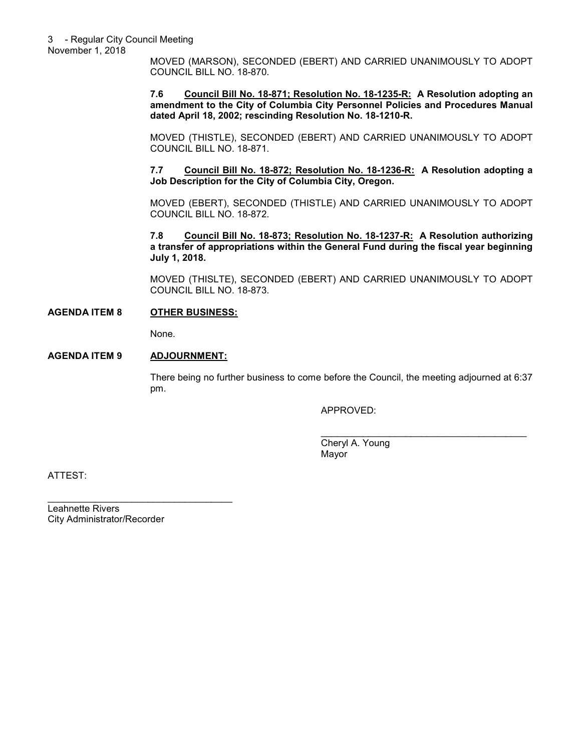MOVED (MARSON), SECONDED (EBERT) AND CARRIED UNANIMOUSLY TO ADOPT COUNCIL BILL NO. 18-870.

**7.6 <u>Council Bill No. 18-871; Resolution No. 18-1235-R:</u> A Resolution adopting an amendment to the City of Columbia City Personnel Policies and Procedures Manual dated April 18, 2002; rescinding Resolution No. 18-1210-R.**

MOVED (THISTLE), SECONDED (EBERT) AND CARRIED UNANIMOUSLY TO ADOPT COUNCIL BILL NO. 18-871.

**7.7 <u>Council Bill No. 18-872; Resolution No. 18-1236-R:</u> A Resolution adopting a Job Description for the City of Columbia City, Oregon.**

MOVED (EBERT), SECONDED (THISTLE) AND CARRIED UNANIMOUSLY TO ADOPT COUNCIL BILL NO. 18-872.

**7.8 <u>Council Bill No. 18-873; Resolution No. 18-1237-R:</u> A Resolution authorizing a transfer of appropriations within the General Fund during the fiscal year beginning July 1, 2018.**

MOVED (THISLTE), SECONDED (EBERT) AND CARRIED UNANIMOUSLY TO ADOPT COUNCIL BILL NO. 18-873.

**AGENDA ITEM 8 <u>OTHER BUSINESS:</u>**

None.

**AGENDA ITEM 9 <u>ADJOURNMENT:</u>**

There being no further business to come before the Council, the meeting adjourned at 6:37 pm.

APPROVED:

\_\_\_\_\_\_\_\_\_\_\_\_\_\_\_\_\_\_\_\_\_\_\_\_\_\_\_\_\_\_\_\_\_\_\_\_\_\_\_\_
Cheryl A. Young
Mayor

ATTEST:

\_\_\_\_\_\_\_\_\_\_\_\_\_\_\_\_\_\_\_\_\_\_\_\_\_\_\_\_\_\_\_\_\_\_\_\_
Leahnette Rivers
City Administrator/Recorder